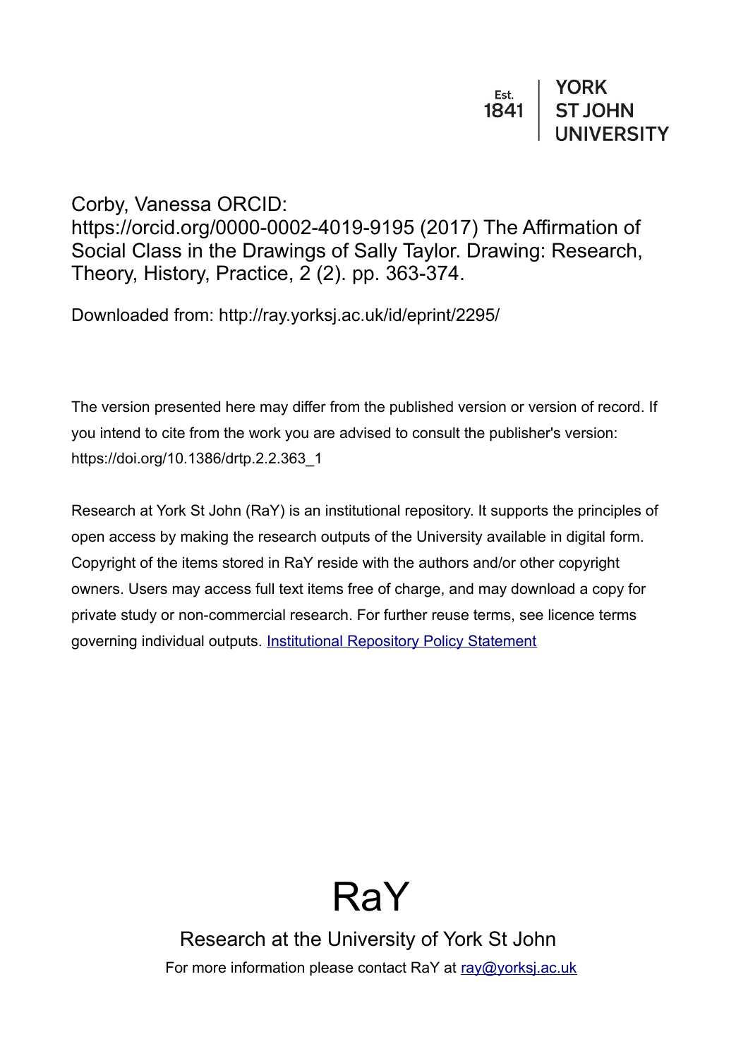Est. 1841 | YORK ST JOHN UNIVERSITY

Corby, Vanessa ORCID: https://orcid.org/0000-0002-4019-9195 (2017) The Affirmation of Social Class in the Drawings of Sally Taylor. Drawing: Research, Theory, History, Practice, 2 (2). pp. 363-374.

Downloaded from: http://ray.yorksj.ac.uk/id/eprint/2295/

The version presented here may differ from the published version or version of record. If you intend to cite from the work you are advised to consult the publisher's version: https://doi.org/10.1386/drtp.2.2.363_1

Research at York St John (RaY) is an institutional repository. It supports the principles of open access by making the research outputs of the University available in digital form. Copyright of the items stored in RaY reside with the authors and/or other copyright owners. Users may access full text items free of charge, and may download a copy for private study or non-commercial research. For further reuse terms, see licence terms governing individual outputs. [Institutional Repository Policy Statement]

# RaY

Research at the University of York St John

For more information please contact RaY at [ray@yorksj.ac.uk]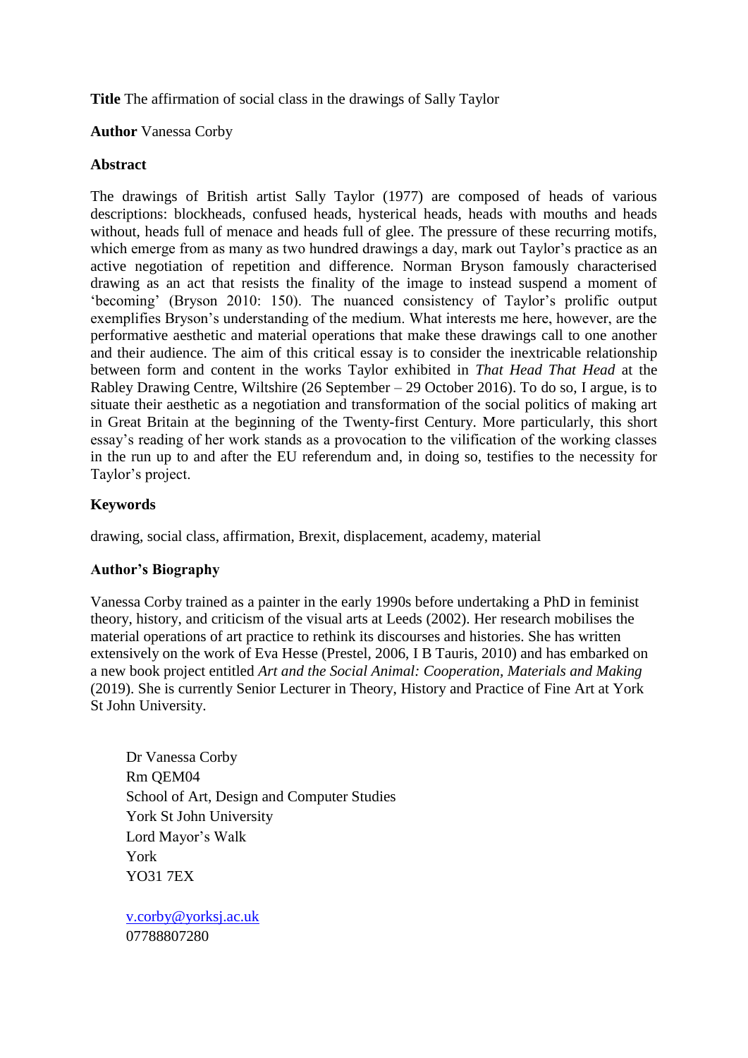**Title** The affirmation of social class in the drawings of Sally Taylor

**Author** Vanessa Corby

**Abstract**

The drawings of British artist Sally Taylor (1977) are composed of heads of various descriptions: blockheads, confused heads, hysterical heads, heads with mouths and heads without, heads full of menace and heads full of glee. The pressure of these recurring motifs, which emerge from as many as two hundred drawings a day, mark out Taylor's practice as an active negotiation of repetition and difference. Norman Bryson famously characterised drawing as an act that resists the finality of the image to instead suspend a moment of 'becoming' (Bryson 2010: 150). The nuanced consistency of Taylor's prolific output exemplifies Bryson's understanding of the medium. What interests me here, however, are the performative aesthetic and material operations that make these drawings call to one another and their audience. The aim of this critical essay is to consider the inextricable relationship between form and content in the works Taylor exhibited in *That Head That Head* at the Rabley Drawing Centre, Wiltshire (26 September – 29 October 2016). To do so, I argue, is to situate their aesthetic as a negotiation and transformation of the social politics of making art in Great Britain at the beginning of the Twenty-first Century. More particularly, this short essay's reading of her work stands as a provocation to the vilification of the working classes in the run up to and after the EU referendum and, in doing so, testifies to the necessity for Taylor's project.

**Keywords**

drawing, social class, affirmation, Brexit, displacement, academy, material

**Author's Biography**

Vanessa Corby trained as a painter in the early 1990s before undertaking a PhD in feminist theory, history, and criticism of the visual arts at Leeds (2002). Her research mobilises the material operations of art practice to rethink its discourses and histories. She has written extensively on the work of Eva Hesse (Prestel, 2006, I B Tauris, 2010) and has embarked on a new book project entitled *Art and the Social Animal: Cooperation, Materials and Making* (2019). She is currently Senior Lecturer in Theory, History and Practice of Fine Art at York St John University.

Dr Vanessa Corby
Rm QEM04
School of Art, Design and Computer Studies
York St John University
Lord Mayor's Walk
York
YO31 7EX

v.corby@yorksj.ac.uk
07788807280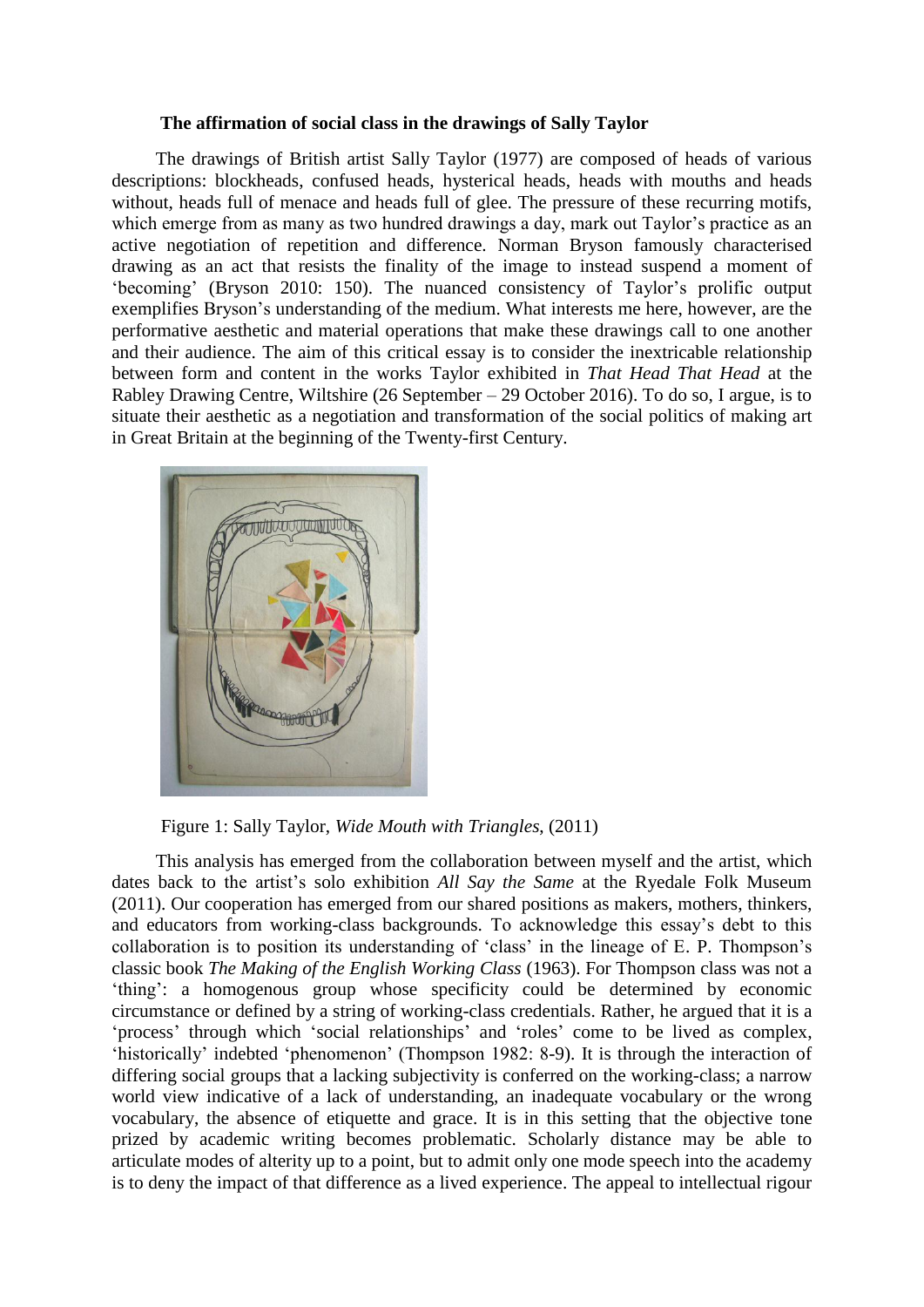### The affirmation of social class in the drawings of Sally Taylor

The drawings of British artist Sally Taylor (1977) are composed of heads of various descriptions: blockheads, confused heads, hysterical heads, heads with mouths and heads without, heads full of menace and heads full of glee. The pressure of these recurring motifs, which emerge from as many as two hundred drawings a day, mark out Taylor's practice as an active negotiation of repetition and difference. Norman Bryson famously characterised drawing as an act that resists the finality of the image to instead suspend a moment of 'becoming' (Bryson 2010: 150). The nuanced consistency of Taylor's prolific output exemplifies Bryson's understanding of the medium. What interests me here, however, are the performative aesthetic and material operations that make these drawings call to one another and their audience. The aim of this critical essay is to consider the inextricable relationship between form and content in the works Taylor exhibited in *That Head That Head* at the Rabley Drawing Centre, Wiltshire (26 September – 29 October 2016). To do so, I argue, is to situate their aesthetic as a negotiation and transformation of the social politics of making art in Great Britain at the beginning of the Twenty-first Century.

Figure 1: Sally Taylor, *Wide Mouth with Triangles*, (2011)

This analysis has emerged from the collaboration between myself and the artist, which dates back to the artist's solo exhibition *All Say the Same* at the Ryedale Folk Museum (2011). Our cooperation has emerged from our shared positions as makers, mothers, thinkers, and educators from working-class backgrounds. To acknowledge this essay's debt to this collaboration is to position its understanding of 'class' in the lineage of E. P. Thompson's classic book *The Making of the English Working Class* (1963). For Thompson class was not a 'thing': a homogenous group whose specificity could be determined by economic circumstance or defined by a string of working-class credentials. Rather, he argued that it is a 'process' through which 'social relationships' and 'roles' come to be lived as complex, 'historically' indebted 'phenomenon' (Thompson 1982: 8-9). It is through the interaction of differing social groups that a lacking subjectivity is conferred on the working-class; a narrow world view indicative of a lack of understanding, an inadequate vocabulary or the wrong vocabulary, the absence of etiquette and grace. It is in this setting that the objective tone prized by academic writing becomes problematic. Scholarly distance may be able to articulate modes of alterity up to a point, but to admit only one mode speech into the academy is to deny the impact of that difference as a lived experience. The appeal to intellectual rigour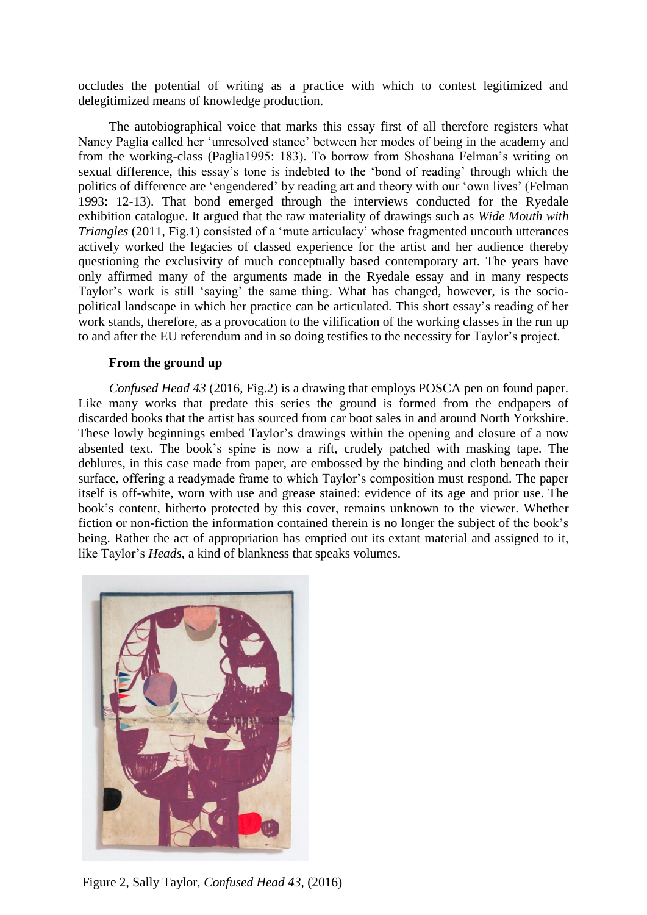occludes the potential of writing as a practice with which to contest legitimized and delegitimized means of knowledge production.

The autobiographical voice that marks this essay first of all therefore registers what Nancy Paglia called her 'unresolved stance' between her modes of being in the academy and from the working-class (Paglia1995: 183). To borrow from Shoshana Felman's writing on sexual difference, this essay's tone is indebted to the 'bond of reading' through which the politics of difference are 'engendered' by reading art and theory with our 'own lives' (Felman 1993: 12-13). That bond emerged through the interviews conducted for the Ryedale exhibition catalogue. It argued that the raw materiality of drawings such as *Wide Mouth with Triangles* (2011, Fig.1) consisted of a 'mute articulacy' whose fragmented uncouth utterances actively worked the legacies of classed experience for the artist and her audience thereby questioning the exclusivity of much conceptually based contemporary art. The years have only affirmed many of the arguments made in the Ryedale essay and in many respects Taylor's work is still 'saying' the same thing. What has changed, however, is the socio-political landscape in which her practice can be articulated. This short essay's reading of her work stands, therefore, as a provocation to the vilification of the working classes in the run up to and after the EU referendum and in so doing testifies to the necessity for Taylor's project.

**From the ground up**

*Confused Head 43* (2016, Fig.2) is a drawing that employs POSCA pen on found paper. Like many works that predate this series the ground is formed from the endpapers of discarded books that the artist has sourced from car boot sales in and around North Yorkshire. These lowly beginnings embed Taylor's drawings within the opening and closure of a now absented text. The book's spine is now a rift, crudely patched with masking tape. The deblures, in this case made from paper, are embossed by the binding and cloth beneath their surface, offering a readymade frame to which Taylor's composition must respond. The paper itself is off-white, worn with use and grease stained: evidence of its age and prior use. The book's content, hitherto protected by this cover, remains unknown to the viewer. Whether fiction or non-fiction the information contained therein is no longer the subject of the book's being. Rather the act of appropriation has emptied out its extant material and assigned to it, like Taylor's *Heads*, a kind of blankness that speaks volumes.

Figure 2, Sally Taylor, *Confused Head 43*, (2016)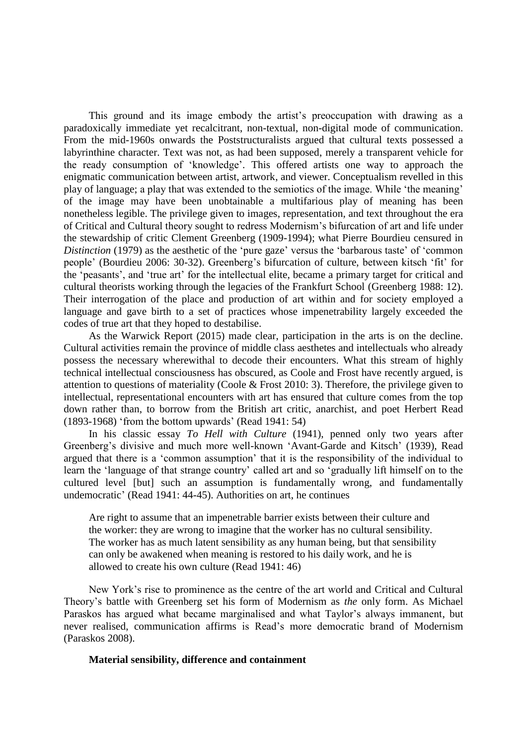This ground and its image embody the artist's preoccupation with drawing as a paradoxically immediate yet recalcitrant, non-textual, non-digital mode of communication. From the mid-1960s onwards the Poststructuralists argued that cultural texts possessed a labyrinthine character. Text was not, as had been supposed, merely a transparent vehicle for the ready consumption of 'knowledge'. This offered artists one way to approach the enigmatic communication between artist, artwork, and viewer. Conceptualism revelled in this play of language; a play that was extended to the semiotics of the image. While 'the meaning' of the image may have been unobtainable a multifarious play of meaning has been nonetheless legible. The privilege given to images, representation, and text throughout the era of Critical and Cultural theory sought to redress Modernism's bifurcation of art and life under the stewardship of critic Clement Greenberg (1909-1994); what Pierre Bourdieu censured in *Distinction* (1979) as the aesthetic of the 'pure gaze' versus the 'barbarous taste' of 'common people' (Bourdieu 2006: 30-32). Greenberg's bifurcation of culture, between kitsch 'fit' for the 'peasants', and 'true art' for the intellectual elite, became a primary target for critical and cultural theorists working through the legacies of the Frankfurt School (Greenberg 1988: 12). Their interrogation of the place and production of art within and for society employed a language and gave birth to a set of practices whose impenetrability largely exceeded the codes of true art that they hoped to destabilise.

As the Warwick Report (2015) made clear, participation in the arts is on the decline. Cultural activities remain the province of middle class aesthetes and intellectuals who already possess the necessary wherewithal to decode their encounters. What this stream of highly technical intellectual consciousness has obscured, as Coole and Frost have recently argued, is attention to questions of materiality (Coole & Frost 2010: 3). Therefore, the privilege given to intellectual, representational encounters with art has ensured that culture comes from the top down rather than, to borrow from the British art critic, anarchist, and poet Herbert Read (1893-1968) 'from the bottom upwards' (Read 1941: 54)

In his classic essay *To Hell with Culture* (1941), penned only two years after Greenberg's divisive and much more well-known 'Avant-Garde and Kitsch' (1939), Read argued that there is a 'common assumption' that it is the responsibility of the individual to learn the 'language of that strange country' called art and so 'gradually lift himself on to the cultured level [but] such an assumption is fundamentally wrong, and fundamentally undemocratic' (Read 1941: 44-45). Authorities on art, he continues

> Are right to assume that an impenetrable barrier exists between their culture and the worker: they are wrong to imagine that the worker has no cultural sensibility. The worker has as much latent sensibility as any human being, but that sensibility can only be awakened when meaning is restored to his daily work, and he is allowed to create his own culture (Read 1941: 46)

New York's rise to prominence as the centre of the art world and Critical and Cultural Theory's battle with Greenberg set his form of Modernism as *the* only form. As Michael Paraskos has argued what became marginalised and what Taylor's always immanent, but never realised, communication affirms is Read's more democratic brand of Modernism (Paraskos 2008).

**Material sensibility, difference and containment**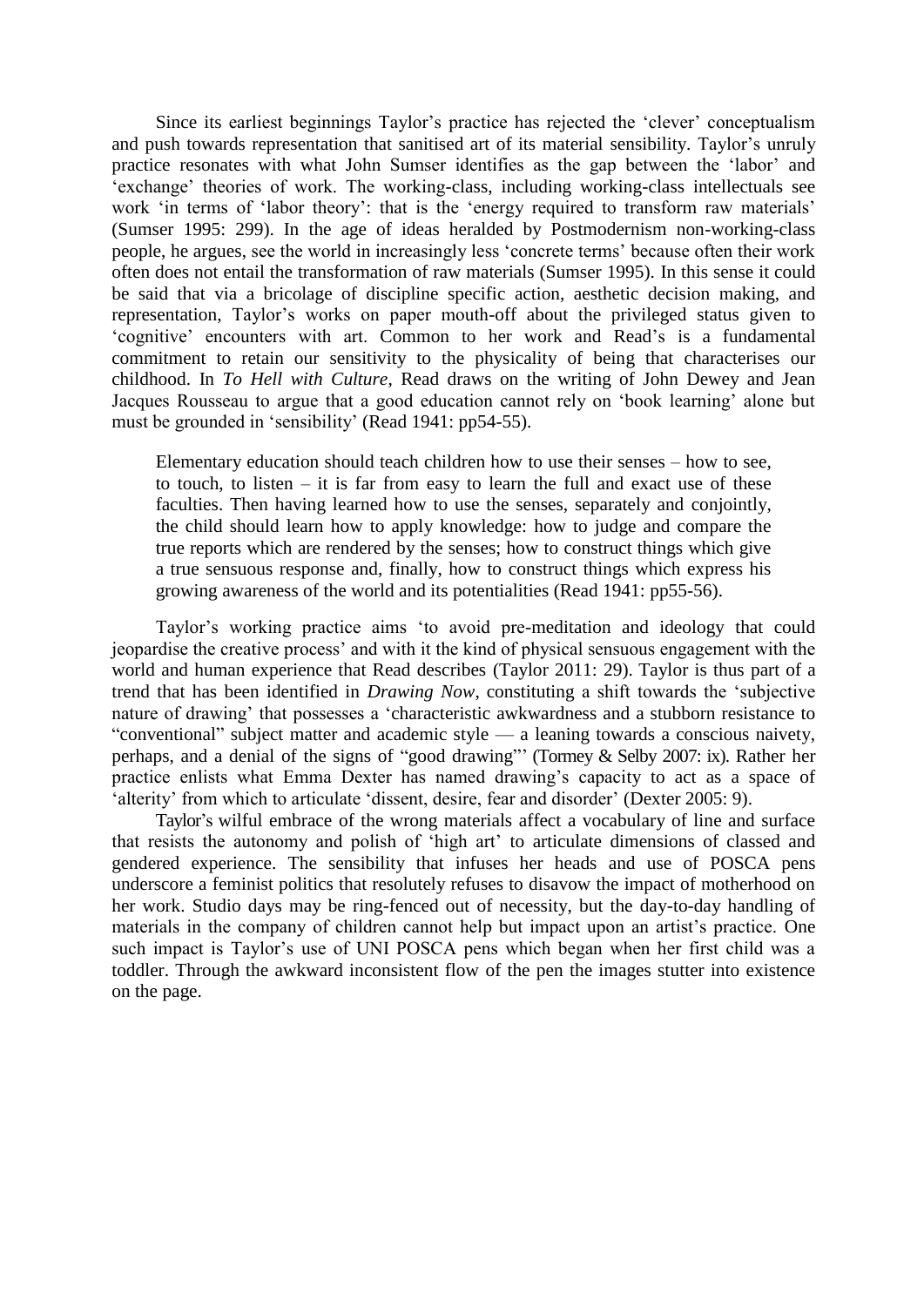Since its earliest beginnings Taylor's practice has rejected the 'clever' conceptualism and push towards representation that sanitised art of its material sensibility. Taylor's unruly practice resonates with what John Sumser identifies as the gap between the 'labor' and 'exchange' theories of work. The working-class, including working-class intellectuals see work 'in terms of 'labor theory': that is the 'energy required to transform raw materials' (Sumser 1995: 299). In the age of ideas heralded by Postmodernism non-working-class people, he argues, see the world in increasingly less 'concrete terms' because often their work often does not entail the transformation of raw materials (Sumser 1995). In this sense it could be said that via a bricolage of discipline specific action, aesthetic decision making, and representation, Taylor's works on paper mouth-off about the privileged status given to 'cognitive' encounters with art. Common to her work and Read's is a fundamental commitment to retain our sensitivity to the physicality of being that characterises our childhood. In *To Hell with Culture*, Read draws on the writing of John Dewey and Jean Jacques Rousseau to argue that a good education cannot rely on 'book learning' alone but must be grounded in 'sensibility' (Read 1941: pp54-55).

> Elementary education should teach children how to use their senses – how to see, to touch, to listen – it is far from easy to learn the full and exact use of these faculties. Then having learned how to use the senses, separately and conjointly, the child should learn how to apply knowledge: how to judge and compare the true reports which are rendered by the senses; how to construct things which give a true sensuous response and, finally, how to construct things which express his growing awareness of the world and its potentialities (Read 1941: pp55-56).

Taylor's working practice aims 'to avoid pre-meditation and ideology that could jeopardise the creative process' and with it the kind of physical sensuous engagement with the world and human experience that Read describes (Taylor 2011: 29). Taylor is thus part of a trend that has been identified in *Drawing Now*, constituting a shift towards the 'subjective nature of drawing' that possesses a 'characteristic awkwardness and a stubborn resistance to "conventional" subject matter and academic style — a leaning towards a conscious naivety, perhaps, and a denial of the signs of "good drawing"' (Tormey & Selby 2007: ix). Rather her practice enlists what Emma Dexter has named drawing's capacity to act as a space of 'alterity' from which to articulate 'dissent, desire, fear and disorder' (Dexter 2005: 9).

Taylor's wilful embrace of the wrong materials affect a vocabulary of line and surface that resists the autonomy and polish of 'high art' to articulate dimensions of classed and gendered experience. The sensibility that infuses her heads and use of POSCA pens underscore a feminist politics that resolutely refuses to disavow the impact of motherhood on her work. Studio days may be ring-fenced out of necessity, but the day-to-day handling of materials in the company of children cannot help but impact upon an artist's practice. One such impact is Taylor's use of UNI POSCA pens which began when her first child was a toddler. Through the awkward inconsistent flow of the pen the images stutter into existence on the page.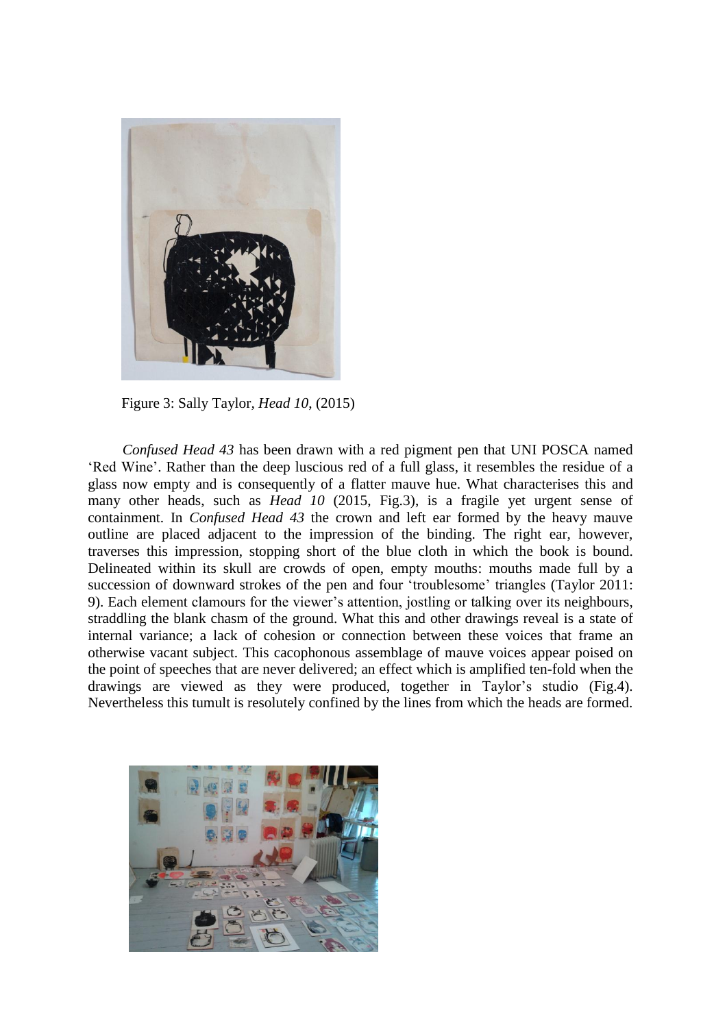Figure 3: Sally Taylor, *Head 10*, (2015)

*Confused Head 43* has been drawn with a red pigment pen that UNI POSCA named 'Red Wine'. Rather than the deep luscious red of a full glass, it resembles the residue of a glass now empty and is consequently of a flatter mauve hue. What characterises this and many other heads, such as *Head 10* (2015, Fig.3), is a fragile yet urgent sense of containment. In *Confused Head 43* the crown and left ear formed by the heavy mauve outline are placed adjacent to the impression of the binding. The right ear, however, traverses this impression, stopping short of the blue cloth in which the book is bound. Delineated within its skull are crowds of open, empty mouths: mouths made full by a succession of downward strokes of the pen and four 'troublesome' triangles (Taylor 2011: 9). Each element clamours for the viewer's attention, jostling or talking over its neighbours, straddling the blank chasm of the ground. What this and other drawings reveal is a state of internal variance; a lack of cohesion or connection between these voices that frame an otherwise vacant subject. This cacophonous assemblage of mauve voices appear poised on the point of speeches that are never delivered; an effect which is amplified ten-fold when the drawings are viewed as they were produced, together in Taylor's studio (Fig.4). Nevertheless this tumult is resolutely confined by the lines from which the heads are formed.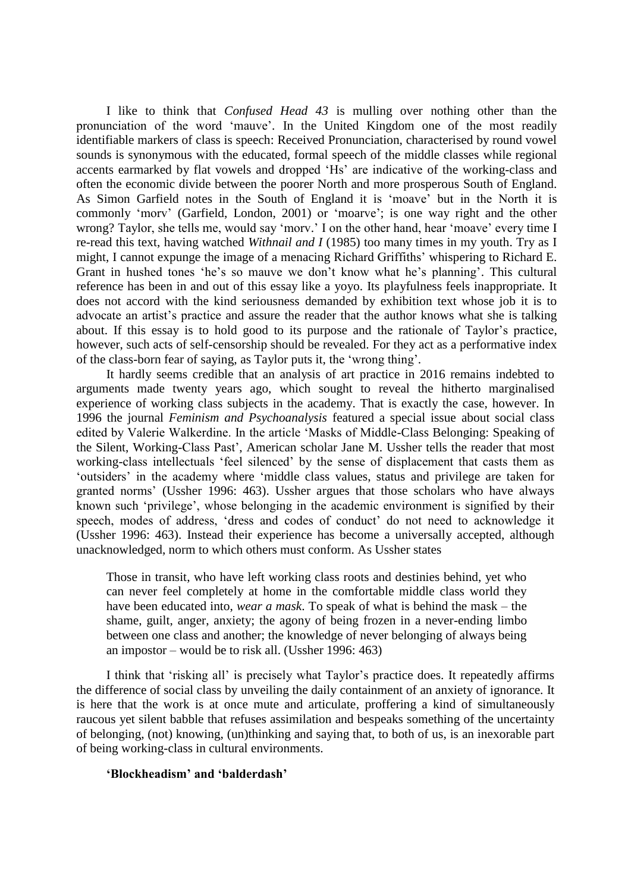I like to think that *Confused Head 43* is mulling over nothing other than the pronunciation of the word 'mauve'. In the United Kingdom one of the most readily identifiable markers of class is speech: Received Pronunciation, characterised by round vowel sounds is synonymous with the educated, formal speech of the middle classes while regional accents earmarked by flat vowels and dropped 'Hs' are indicative of the working-class and often the economic divide between the poorer North and more prosperous South of England. As Simon Garfield notes in the South of England it is 'moave' but in the North it is commonly 'morv' (Garfield, London, 2001) or 'moarve'; is one way right and the other wrong? Taylor, she tells me, would say 'morv.' I on the other hand, hear 'moave' every time I re-read this text, having watched *Withnail and I* (1985) too many times in my youth. Try as I might, I cannot expunge the image of a menacing Richard Griffiths' whispering to Richard E. Grant in hushed tones 'he's so mauve we don't know what he's planning'. This cultural reference has been in and out of this essay like a yoyo. Its playfulness feels inappropriate. It does not accord with the kind seriousness demanded by exhibition text whose job it is to advocate an artist's practice and assure the reader that the author knows what she is talking about. If this essay is to hold good to its purpose and the rationale of Taylor's practice, however, such acts of self-censorship should be revealed. For they act as a performative index of the class-born fear of saying, as Taylor puts it, the 'wrong thing'.

It hardly seems credible that an analysis of art practice in 2016 remains indebted to arguments made twenty years ago, which sought to reveal the hitherto marginalised experience of working class subjects in the academy. That is exactly the case, however. In 1996 the journal *Feminism and Psychoanalysis* featured a special issue about social class edited by Valerie Walkerdine. In the article 'Masks of Middle-Class Belonging: Speaking of the Silent, Working-Class Past', American scholar Jane M. Ussher tells the reader that most working-class intellectuals 'feel silenced' by the sense of displacement that casts them as 'outsiders' in the academy where 'middle class values, status and privilege are taken for granted norms' (Ussher 1996: 463). Ussher argues that those scholars who have always known such 'privilege', whose belonging in the academic environment is signified by their speech, modes of address, 'dress and codes of conduct' do not need to acknowledge it (Ussher 1996: 463). Instead their experience has become a universally accepted, although unacknowledged, norm to which others must conform. As Ussher states

> Those in transit, who have left working class roots and destinies behind, yet who can never feel completely at home in the comfortable middle class world they have been educated into, *wear a mask*. To speak of what is behind the mask – the shame, guilt, anger, anxiety; the agony of being frozen in a never-ending limbo between one class and another; the knowledge of never belonging of always being an impostor – would be to risk all. (Ussher 1996: 463)

I think that 'risking all' is precisely what Taylor's practice does. It repeatedly affirms the difference of social class by unveiling the daily containment of an anxiety of ignorance. It is here that the work is at once mute and articulate, proffering a kind of simultaneously raucous yet silent babble that refuses assimilation and bespeaks something of the uncertainty of belonging, (not) knowing, (un)thinking and saying that, to both of us, is an inexorable part of being working-class in cultural environments.

**'Blockheadism' and 'balderdash'**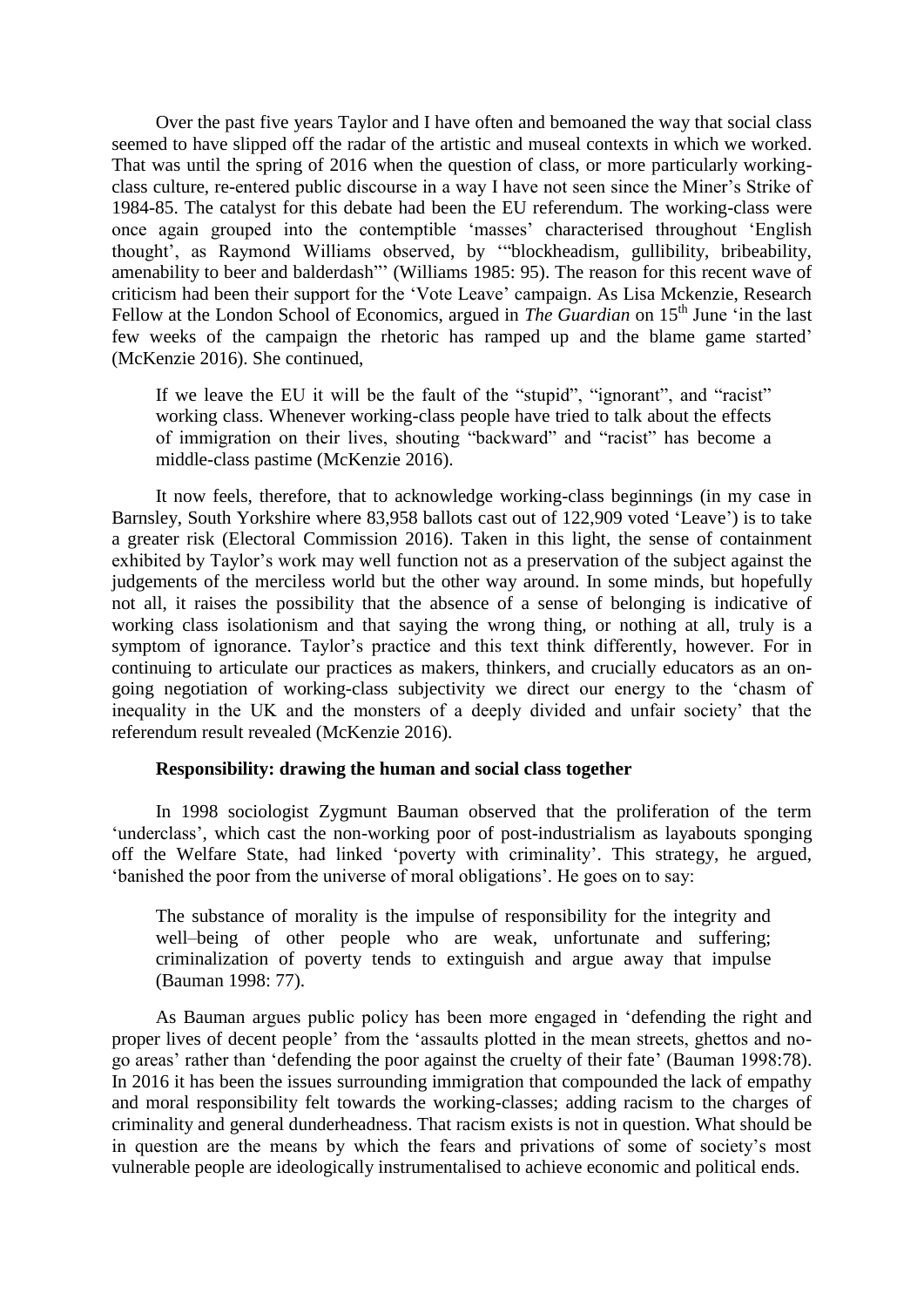Over the past five years Taylor and I have often and bemoaned the way that social class seemed to have slipped off the radar of the artistic and museal contexts in which we worked. That was until the spring of 2016 when the question of class, or more particularly working-class culture, re-entered public discourse in a way I have not seen since the Miner's Strike of 1984-85. The catalyst for this debate had been the EU referendum. The working-class were once again grouped into the contemptible 'masses' characterised throughout 'English thought', as Raymond Williams observed, by '"blockheadism, gullibility, bribeability, amenability to beer and balderdash"' (Williams 1985: 95). The reason for this recent wave of criticism had been their support for the 'Vote Leave' campaign. As Lisa Mckenzie, Research Fellow at the London School of Economics, argued in *The Guardian* on 15th June 'in the last few weeks of the campaign the rhetoric has ramped up and the blame game started' (McKenzie 2016). She continued,

> If we leave the EU it will be the fault of the "stupid", "ignorant", and "racist" working class. Whenever working-class people have tried to talk about the effects of immigration on their lives, shouting "backward" and "racist" has become a middle-class pastime (McKenzie 2016).

It now feels, therefore, that to acknowledge working-class beginnings (in my case in Barnsley, South Yorkshire where 83,958 ballots cast out of 122,909 voted 'Leave') is to take a greater risk (Electoral Commission 2016). Taken in this light, the sense of containment exhibited by Taylor's work may well function not as a preservation of the subject against the judgements of the merciless world but the other way around. In some minds, but hopefully not all, it raises the possibility that the absence of a sense of belonging is indicative of working class isolationism and that saying the wrong thing, or nothing at all, truly is a symptom of ignorance. Taylor's practice and this text think differently, however. For in continuing to articulate our practices as makers, thinkers, and crucially educators as an on-going negotiation of working-class subjectivity we direct our energy to the 'chasm of inequality in the UK and the monsters of a deeply divided and unfair society' that the referendum result revealed (McKenzie 2016).

### Responsibility: drawing the human and social class together

In 1998 sociologist Zygmunt Bauman observed that the proliferation of the term 'underclass', which cast the non-working poor of post-industrialism as layabouts sponging off the Welfare State, had linked 'poverty with criminality'. This strategy, he argued, 'banished the poor from the universe of moral obligations'. He goes on to say:

> The substance of morality is the impulse of responsibility for the integrity and well–being of other people who are weak, unfortunate and suffering; criminalization of poverty tends to extinguish and argue away that impulse (Bauman 1998: 77).

As Bauman argues public policy has been more engaged in 'defending the right and proper lives of decent people' from the 'assaults plotted in the mean streets, ghettos and no-go areas' rather than 'defending the poor against the cruelty of their fate' (Bauman 1998:78). In 2016 it has been the issues surrounding immigration that compounded the lack of empathy and moral responsibility felt towards the working-classes; adding racism to the charges of criminality and general dunderheadness. That racism exists is not in question. What should be in question are the means by which the fears and privations of some of society's most vulnerable people are ideologically instrumentalised to achieve economic and political ends.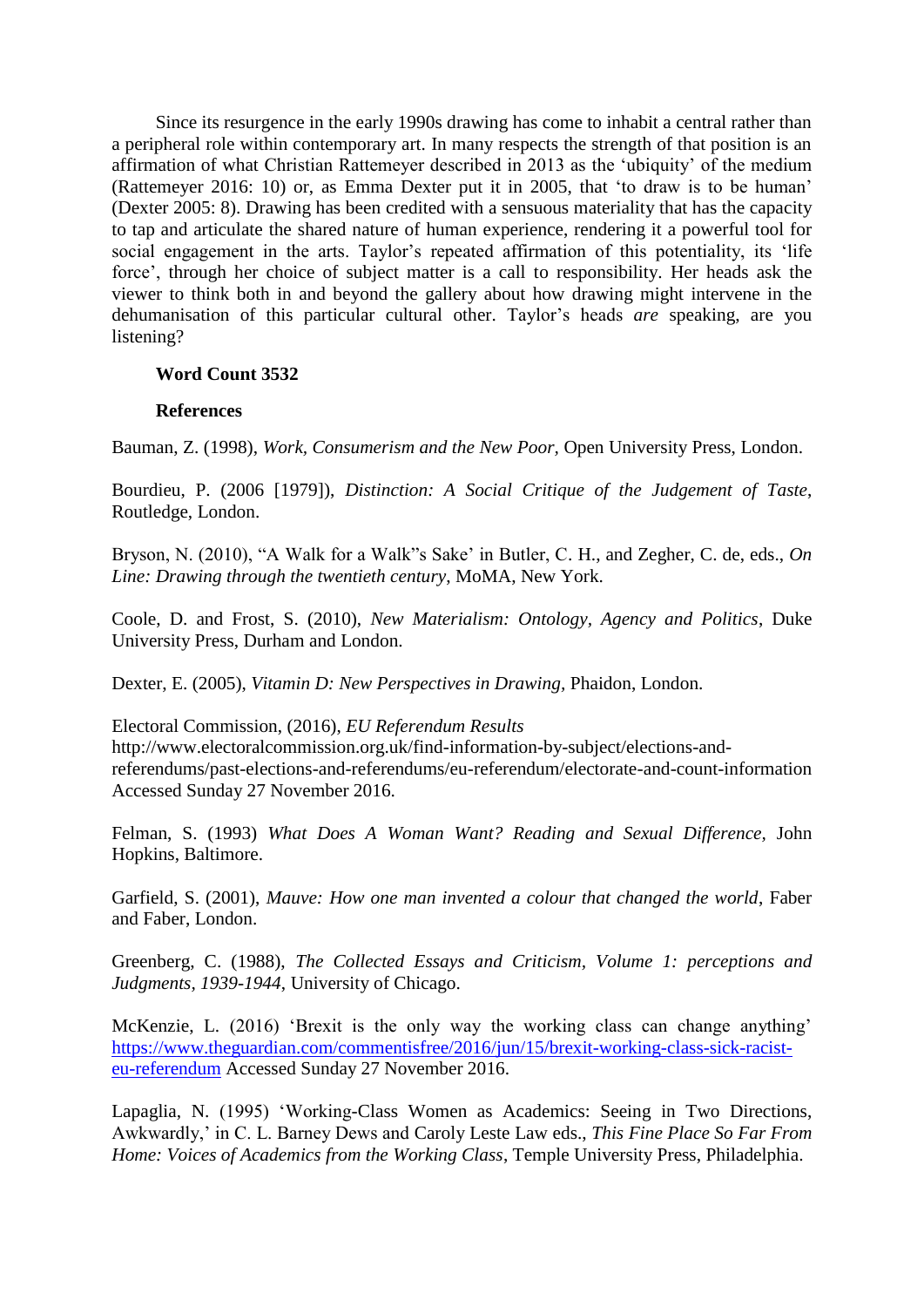Since its resurgence in the early 1990s drawing has come to inhabit a central rather than a peripheral role within contemporary art. In many respects the strength of that position is an affirmation of what Christian Rattemeyer described in 2013 as the 'ubiquity' of the medium (Rattemeyer 2016: 10) or, as Emma Dexter put it in 2005, that 'to draw is to be human' (Dexter 2005: 8). Drawing has been credited with a sensuous materiality that has the capacity to tap and articulate the shared nature of human experience, rendering it a powerful tool for social engagement in the arts. Taylor's repeated affirmation of this potentiality, its 'life force', through her choice of subject matter is a call to responsibility. Her heads ask the viewer to think both in and beyond the gallery about how drawing might intervene in the dehumanisation of this particular cultural other. Taylor's heads *are* speaking, are you listening?

**Word Count 3532**

**References**

Bauman, Z. (1998), *Work, Consumerism and the New Poor,* Open University Press, London.

Bourdieu, P. (2006 [1979]), *Distinction: A Social Critique of the Judgement of Taste*, Routledge, London.

Bryson, N. (2010), "A Walk for a Walk"s Sake' in Butler, C. H., and Zegher, C. de, eds., *On Line: Drawing through the twentieth century*, MoMA, New York.

Coole, D. and Frost, S. (2010), *New Materialism: Ontology, Agency and Politics*, Duke University Press, Durham and London.

Dexter, E. (2005), *Vitamin D: New Perspectives in Drawing,* Phaidon, London.

Electoral Commission, (2016), *EU Referendum Results* http://www.electoralcommission.org.uk/find-information-by-subject/elections-and-referendums/past-elections-and-referendums/eu-referendum/electorate-and-count-information Accessed Sunday 27 November 2016.

Felman, S. (1993) *What Does A Woman Want? Reading and Sexual Difference,* John Hopkins, Baltimore.

Garfield, S. (2001), *Mauve: How one man invented a colour that changed the world*, Faber and Faber, London.

Greenberg, C. (1988), *The Collected Essays and Criticism, Volume 1: perceptions and Judgments, 1939-1944*, University of Chicago.

McKenzie, L. (2016) 'Brexit is the only way the working class can change anything' [https://www.theguardian.com/commentisfree/2016/jun/15/brexit-working-class-sick-racist-eu-referendum](https://www.theguardian.com/commentisfree/2016/jun/15/brexit-working-class-sick-racist-eu-referendum) Accessed Sunday 27 November 2016.

Lapaglia, N. (1995) 'Working-Class Women as Academics: Seeing in Two Directions, Awkwardly,' in C. L. Barney Dews and Caroly Leste Law eds., *This Fine Place So Far From Home: Voices of Academics from the Working Class*, Temple University Press, Philadelphia.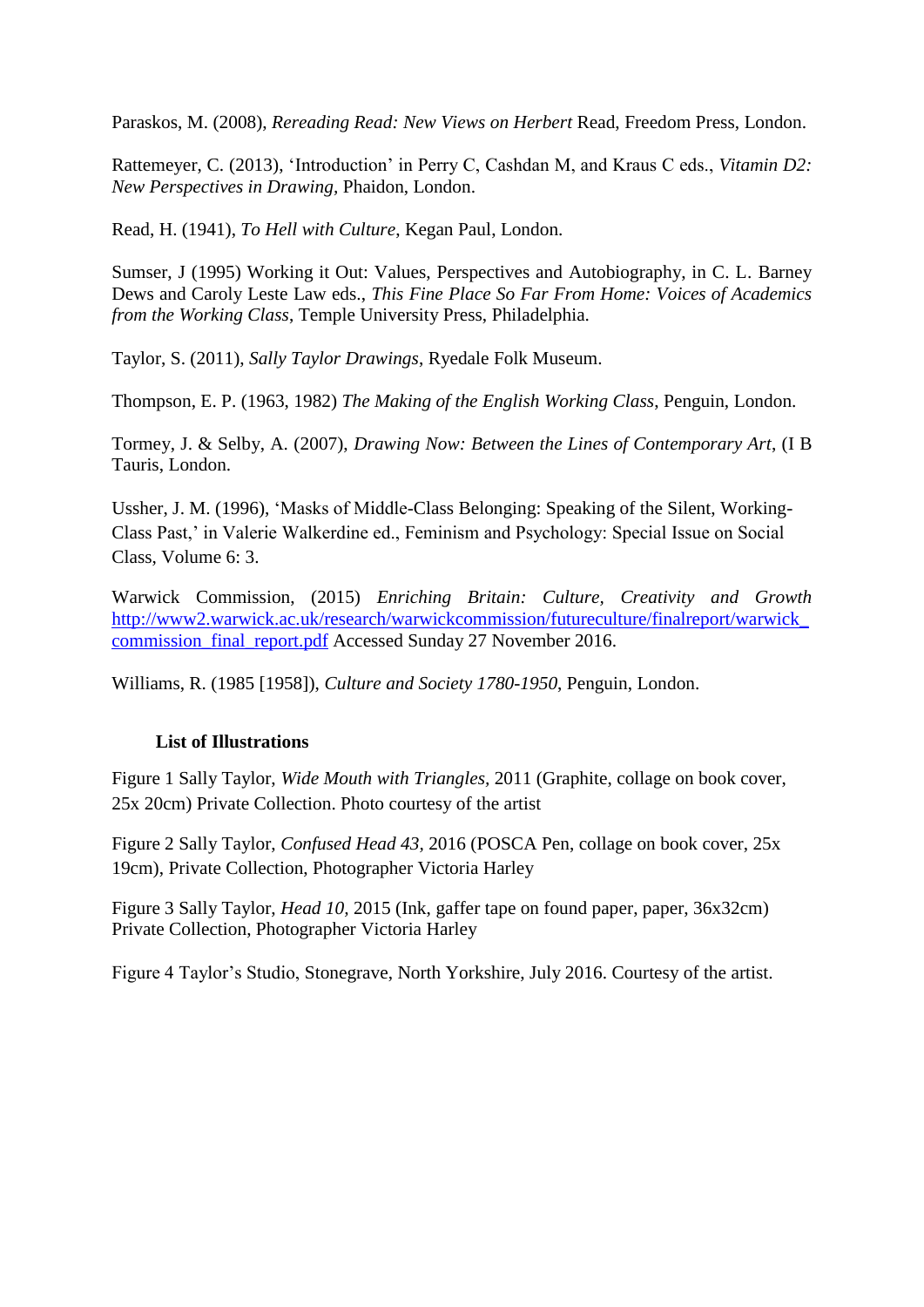Paraskos, M. (2008), *Rereading Read: New Views on Herbert* Read, Freedom Press, London.

Rattemeyer, C. (2013), 'Introduction' in Perry C, Cashdan M, and Kraus C eds., *Vitamin D2: New Perspectives in Drawing,* Phaidon, London.

Read, H. (1941), *To Hell with Culture*, Kegan Paul, London.

Sumser, J (1995) Working it Out: Values, Perspectives and Autobiography, in C. L. Barney Dews and Caroly Leste Law eds., *This Fine Place So Far From Home: Voices of Academics from the Working Class*, Temple University Press, Philadelphia.

Taylor, S. (2011), *Sally Taylor Drawings*, Ryedale Folk Museum.

Thompson, E. P. (1963, 1982) *The Making of the English Working Class*, Penguin, London.

Tormey, J. & Selby, A. (2007), *Drawing Now: Between the Lines of Contemporary Art*, (I B Tauris, London.

Ussher, J. M. (1996), 'Masks of Middle-Class Belonging: Speaking of the Silent, Working-Class Past,' in Valerie Walkerdine ed., Feminism and Psychology: Special Issue on Social Class, Volume 6: 3.

Warwick Commission, (2015) *Enriching Britain: Culture, Creativity and Growth* http://www2.warwick.ac.uk/research/warwickcommission/futureculture/finalreport/warwick_commission_final_report.pdf Accessed Sunday 27 November 2016.

Williams, R. (1985 [1958]), *Culture and Society 1780-1950*, Penguin, London.

**List of Illustrations**

Figure 1 Sally Taylor, *Wide Mouth with Triangles,* 2011 (Graphite, collage on book cover, 25x 20cm) Private Collection. Photo courtesy of the artist

Figure 2 Sally Taylor, *Confused Head 43,* 2016 (POSCA Pen, collage on book cover, 25x 19cm), Private Collection, Photographer Victoria Harley

Figure 3 Sally Taylor, *Head 10,* 2015 (Ink, gaffer tape on found paper, paper, 36x32cm) Private Collection, Photographer Victoria Harley

Figure 4 Taylor's Studio, Stonegrave, North Yorkshire, July 2016. Courtesy of the artist.